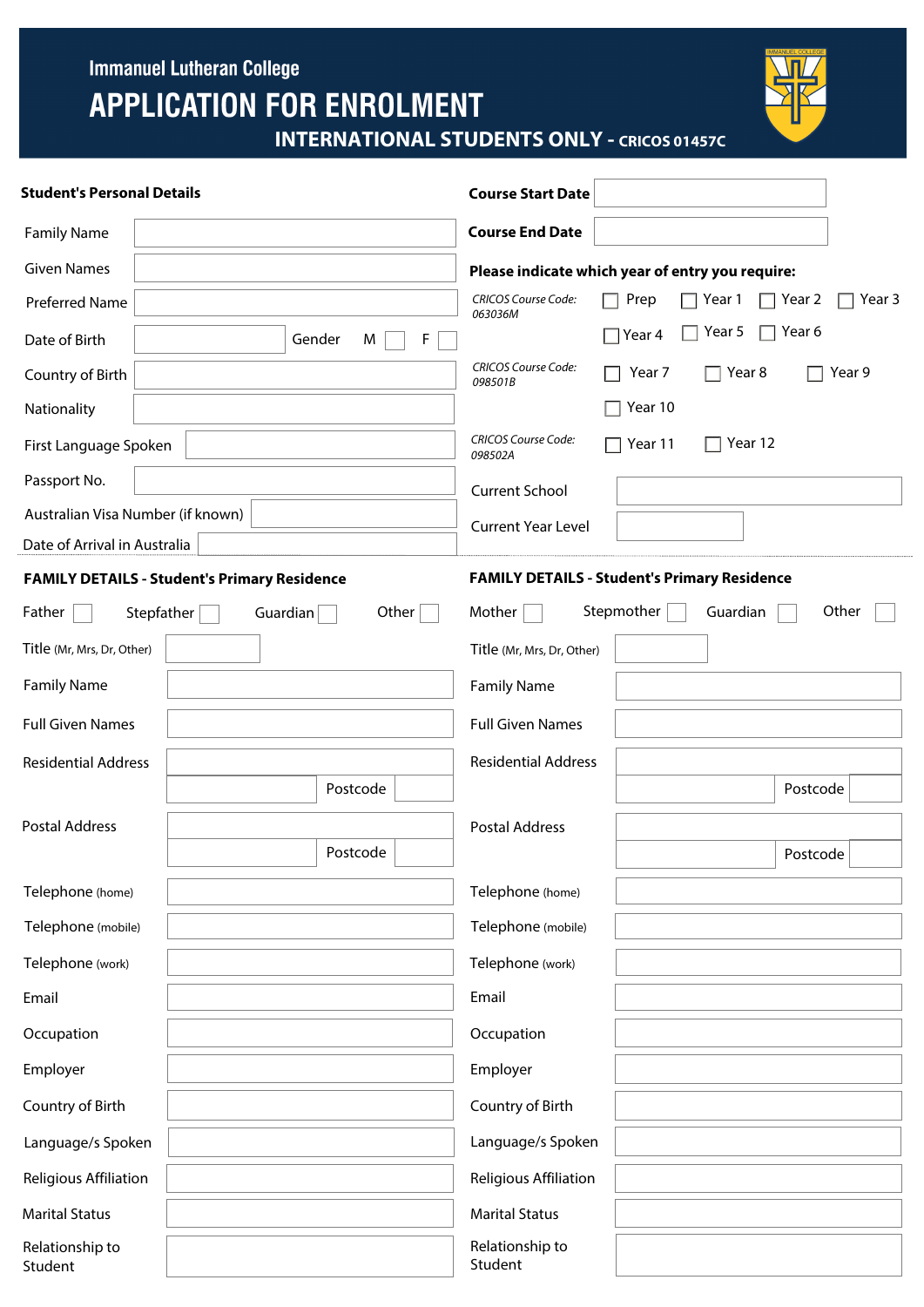Immanuel Lutheran College

# APPLICATION FOR ENROLMENT

## INTERNATIONAL STUDENTS ONLY - CRICOS 01457C

**Student's Personal Details**

Family Name

Given Names

Preferred Name

Date of Birth | Gender M ☐ F ☐

Country of Birth

Nationality

First Language Spoken

Passport No.

Australian Visa Number (if known)

Date of Arrival in Australia

**Course Start Date**

**Course End Date**

**Please indicate which year of entry you require:**

*CRICOS Course Code: 063036M* ☐ Prep ☐ Year 1 ☐ Year 2 ☐ Year 3 ☐ Year 4 ☐ Year 5 ☐ Year 6

*CRICOS Course Code: 098501B* ☐ Year 7 ☐ Year 8 ☐ Year 9 ☐ Year 10

*CRICOS Course Code: 098502A* ☐ Year 11 ☐ Year 12

Current School

Current Year Level

**FAMILY DETAILS - Student's Primary Residence**

Father ☐ Stepfather ☐ Guardian ☐ Other ☐

Title (Mr, Mrs, Dr, Other)

Family Name

Full Given Names

Residential Address

Postcode

Postal Address

Postcode

Telephone (home)

Telephone (mobile)

Telephone (work)

Email

Occupation

Employer

Country of Birth

Language/s Spoken

Religious Affiliation

Marital Status

Relationship to Student

**FAMILY DETAILS - Student's Primary Residence**

Mother ☐ Stepmother ☐ Guardian ☐ Other ☐

Title (Mr, Mrs, Dr, Other)

Family Name

Full Given Names

Residential Address

Postcode

Postal Address

Postcode

Telephone (home)

Telephone (mobile)

Telephone (work)

Email

Occupation

Employer

Country of Birth

Language/s Spoken

Religious Affiliation

Marital Status

Relationship to Student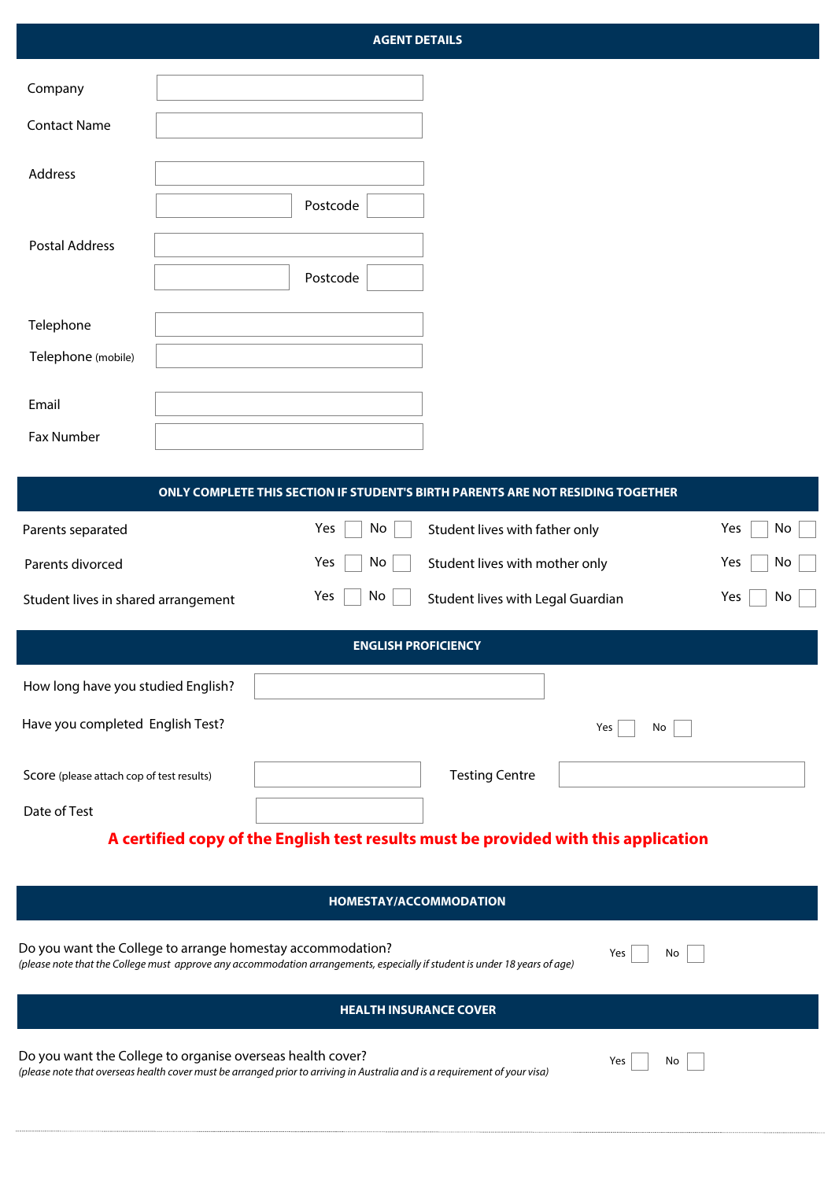## AGENT DETAILS

Company

Contact Name

Address

Postcode

Postal Address

Postcode

Telephone

Telephone (mobile)

Email

Fax Number

## ONLY COMPLETE THIS SECTION IF STUDENT'S BIRTH PARENTS ARE NOT RESIDING TOGETHER

| | | | | | |
|---|---|---|---|---|---|
| Parents separated | Yes ☐ | No ☐ | Student lives with father only | Yes ☐ | No ☐ |
| Parents divorced | Yes ☐ | No ☐ | Student lives with mother only | Yes ☐ | No ☐ |
| Student lives in shared arrangement | Yes ☐ | No ☐ | Student lives with Legal Guardian | Yes ☐ | No ☐ |

## ENGLISH PROFICIENCY

How long have you studied English?

Have you completed English Test? Yes ☐ No ☐

Score (please attach cop of test results) Testing Centre

Date of Test

**A certified copy of the English test results must be provided with this application**

## HOMESTAY/ACCOMMODATION

Do you want the College to arrange homestay accommodation? Yes ☐ No ☐

*(please note that the College must approve any accommodation arrangements, especially if student is under 18 years of age)*

## HEALTH INSURANCE COVER

Do you want the College to organise overseas health cover? Yes ☐ No ☐

*(please note that overseas health cover must be arranged prior to arriving in Australia and is a requirement of your visa)*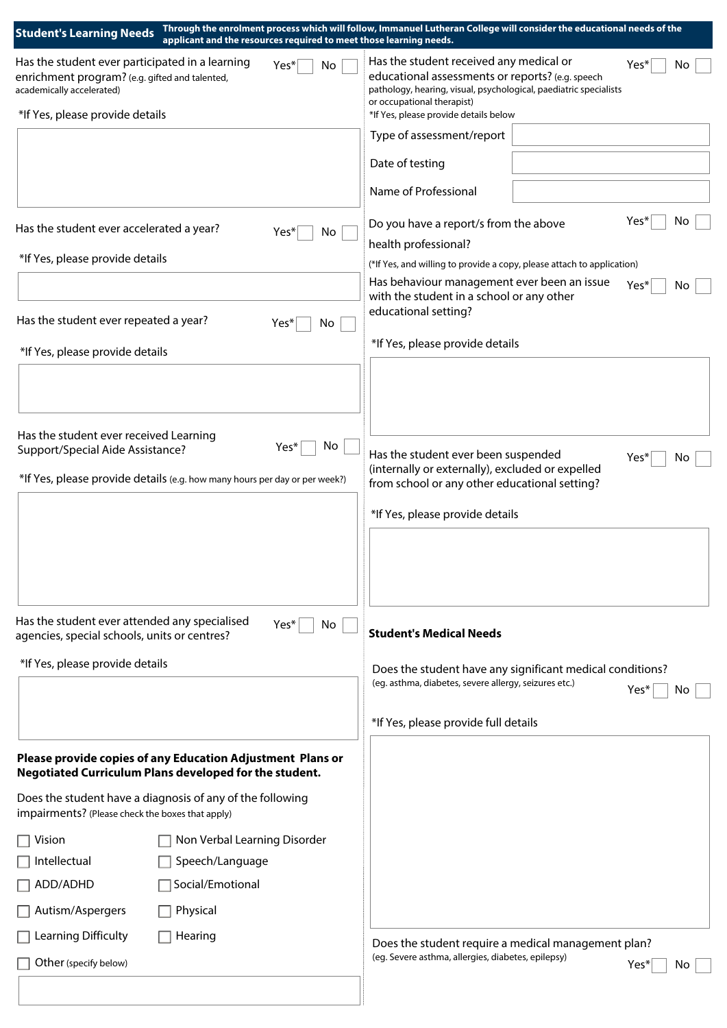## Student's Learning Needs

**Through the enrolment process which will follow, Immanuel Lutheran College will consider the educational needs of the applicant and the resources required to meet those learning needs.**

Has the student ever participated in a learning enrichment program? (e.g. gifted and talented, academically accelerated) Yes* ☐ No ☐

*If Yes, please provide details

Has the student ever accelerated a year? Yes* ☐ No ☐

*If Yes, please provide details

Has the student ever repeated a year? Yes* ☐ No ☐

*If Yes, please provide details

Has the student ever received Learning Support/Special Aide Assistance? Yes* ☐ No ☐

*If Yes, please provide details (e.g. how many hours per day or per week?)

Has the student ever attended any specialised agencies, special schools, units or centres? Yes* ☐ No ☐

*If Yes, please provide details

**Please provide copies of any Education Adjustment Plans or Negotiated Curriculum Plans developed for the student.**

Does the student have a diagnosis of any of the following impairments? (Please check the boxes that apply)

- ☐ Vision
- ☐ Non Verbal Learning Disorder
- ☐ Intellectual
- ☐ Speech/Language
- ☐ ADD/ADHD
- ☐ Social/Emotional
- ☐ Autism/Aspergers
- ☐ Physical
- ☐ Learning Difficulty
- ☐ Hearing
- ☐ Other (specify below)

Has the student received any medical or educational assessments or reports? (e.g. speech pathology, hearing, visual, psychological, paediatric specialists or occupational therapist) Yes* ☐ No ☐

*If Yes, please provide details below

| | |
|---|---|
| Type of assessment/report | |
| Date of testing | |
| Name of Professional | |

Do you have a report/s from the above health professional? Yes* ☐ No ☐

(*If Yes, and willing to provide a copy, please attach to application)

Has behaviour management ever been an issue with the student in a school or any other educational setting? Yes* ☐ No ☐

*If Yes, please provide details

Has the student ever been suspended (internally or externally), excluded or expelled from school or any other educational setting? Yes* ☐ No ☐

*If Yes, please provide details

### Student's Medical Needs

Does the student have any significant medical conditions? (eg. asthma, diabetes, severe allergy, seizures etc.) Yes* ☐ No ☐

*If Yes, please provide full details

Does the student require a medical management plan? (eg. Severe asthma, allergies, diabetes, epilepsy) Yes* ☐ No ☐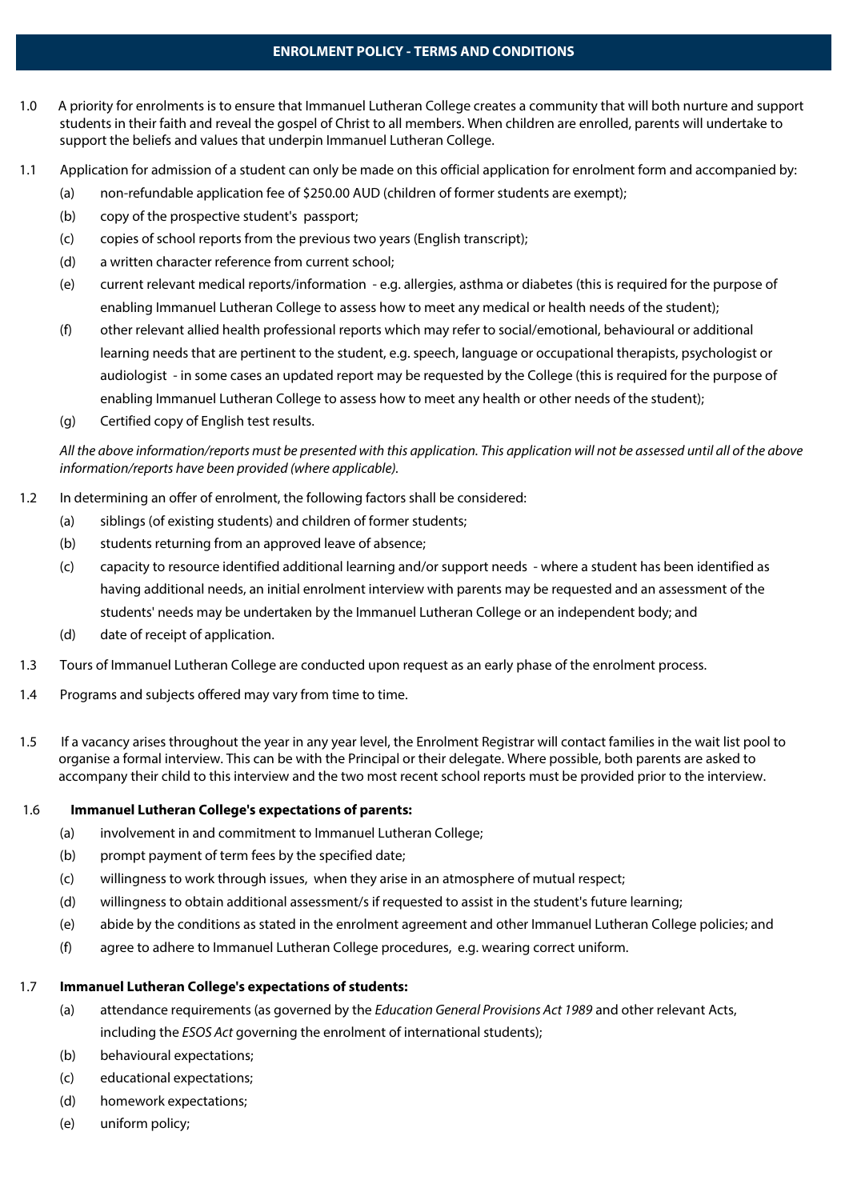## ENROLMENT POLICY - TERMS AND CONDITIONS

1.0 A priority for enrolments is to ensure that Immanuel Lutheran College creates a community that will both nurture and support students in their faith and reveal the gospel of Christ to all members. When children are enrolled, parents will undertake to support the beliefs and values that underpin Immanuel Lutheran College.

1.1 Application for admission of a student can only be made on this official application for enrolment form and accompanied by:

- (a) non-refundable application fee of $250.00 AUD (children of former students are exempt);
- (b) copy of the prospective student's passport;
- (c) copies of school reports from the previous two years (English transcript);
- (d) a written character reference from current school;
- (e) current relevant medical reports/information - e.g. allergies, asthma or diabetes (this is required for the purpose of enabling Immanuel Lutheran College to assess how to meet any medical or health needs of the student);
- (f) other relevant allied health professional reports which may refer to social/emotional, behavioural or additional learning needs that are pertinent to the student, e.g. speech, language or occupational therapists, psychologist or audiologist - in some cases an updated report may be requested by the College (this is required for the purpose of enabling Immanuel Lutheran College to assess how to meet any health or other needs of the student);
- (g) Certified copy of English test results.

*All the above information/reports must be presented with this application. This application will not be assessed until all of the above information/reports have been provided (where applicable).*

1.2 In determining an offer of enrolment, the following factors shall be considered:

- (a) siblings (of existing students) and children of former students;
- (b) students returning from an approved leave of absence;
- (c) capacity to resource identified additional learning and/or support needs - where a student has been identified as having additional needs, an initial enrolment interview with parents may be requested and an assessment of the students' needs may be undertaken by the Immanuel Lutheran College or an independent body; and
- (d) date of receipt of application.

1.3 Tours of Immanuel Lutheran College are conducted upon request as an early phase of the enrolment process.

1.4 Programs and subjects offered may vary from time to time.

1.5 If a vacancy arises throughout the year in any year level, the Enrolment Registrar will contact families in the wait list pool to organise a formal interview. This can be with the Principal or their delegate. Where possible, both parents are asked to accompany their child to this interview and the two most recent school reports must be provided prior to the interview.

1.6 **Immanuel Lutheran College's expectations of parents:**

- (a) involvement in and commitment to Immanuel Lutheran College;
- (b) prompt payment of term fees by the specified date;
- (c) willingness to work through issues, when they arise in an atmosphere of mutual respect;
- (d) willingness to obtain additional assessment/s if requested to assist in the student's future learning;
- (e) abide by the conditions as stated in the enrolment agreement and other Immanuel Lutheran College policies; and
- (f) agree to adhere to Immanuel Lutheran College procedures, e.g. wearing correct uniform.

1.7 **Immanuel Lutheran College's expectations of students:**

- (a) attendance requirements (as governed by the *Education General Provisions Act 1989* and other relevant Acts, including the *ESOS Act* governing the enrolment of international students);
- (b) behavioural expectations;
- (c) educational expectations;
- (d) homework expectations;
- (e) uniform policy;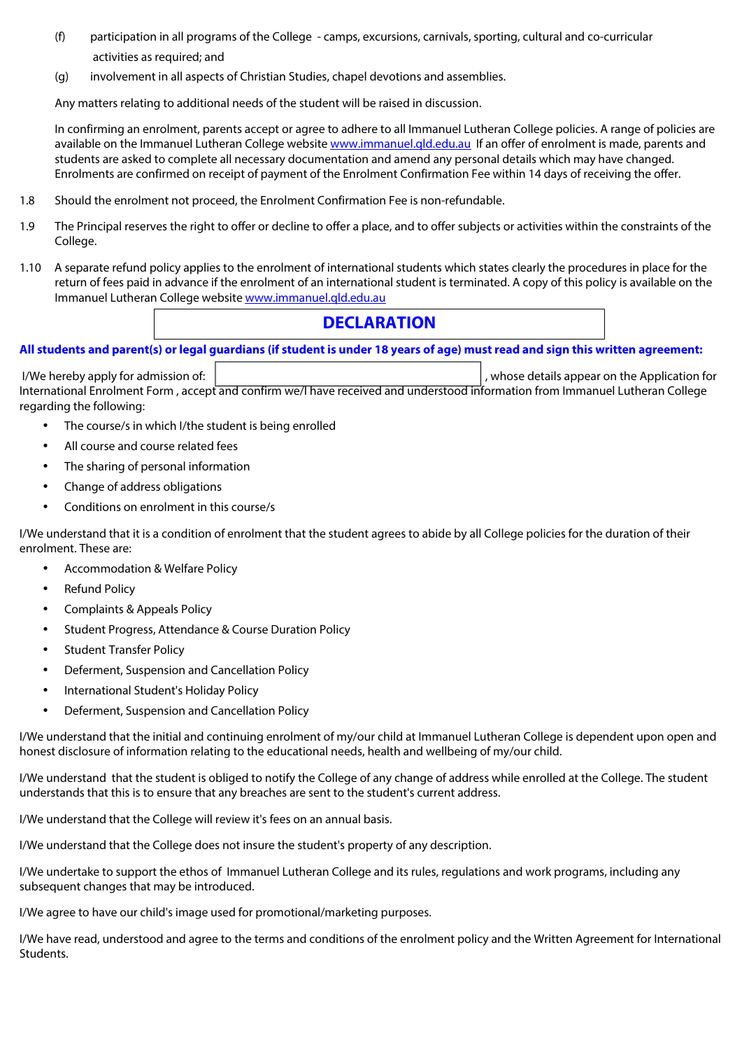(f) participation in all programs of the College - camps, excursions, carnivals, sporting, cultural and co-curricular activities as required; and

(g) involvement in all aspects of Christian Studies, chapel devotions and assemblies.

Any matters relating to additional needs of the student will be raised in discussion.

In confirming an enrolment, parents accept or agree to adhere to all Immanuel Lutheran College policies. A range of policies are available on the Immanuel Lutheran College website [www.immanuel.qld.edu.au](http://www.immanuel.qld.edu.au) If an offer of enrolment is made, parents and students are asked to complete all necessary documentation and amend any personal details which may have changed. Enrolments are confirmed on receipt of payment of the Enrolment Confirmation Fee within 14 days of receiving the offer.

1.8 Should the enrolment not proceed, the Enrolment Confirmation Fee is non-refundable.

1.9 The Principal reserves the right to offer or decline to offer a place, and to offer subjects or activities within the constraints of the College.

1.10 A separate refund policy applies to the enrolment of international students which states clearly the procedures in place for the return of fees paid in advance if the enrolment of an international student is terminated. A copy of this policy is available on the Immanuel Lutheran College website [www.immanuel.qld.edu.au](http://www.immanuel.qld.edu.au)

## DECLARATION

**All students and parent(s) or legal guardians (if student is under 18 years of age) must read and sign this written agreement:**

I/We hereby apply for admission of: ______________________, whose details appear on the Application for International Enrolment Form , accept and confirm we/I have received and understood information from Immanuel Lutheran College regarding the following:

- The course/s in which I/the student is being enrolled
- All course and course related fees
- The sharing of personal information
- Change of address obligations
- Conditions on enrolment in this course/s

I/We understand that it is a condition of enrolment that the student agrees to abide by all College policies for the duration of their enrolment. These are:

- Accommodation & Welfare Policy
- Refund Policy
- Complaints & Appeals Policy
- Student Progress, Attendance & Course Duration Policy
- Student Transfer Policy
- Deferment, Suspension and Cancellation Policy
- International Student's Holiday Policy
- Deferment, Suspension and Cancellation Policy

I/We understand that the initial and continuing enrolment of my/our child at Immanuel Lutheran College is dependent upon open and honest disclosure of information relating to the educational needs, health and wellbeing of my/our child.

I/We understand that the student is obliged to notify the College of any change of address while enrolled at the College. The student understands that this is to ensure that any breaches are sent to the student's current address.

I/We understand that the College will review it's fees on an annual basis.

I/We understand that the College does not insure the student's property of any description.

I/We undertake to support the ethos of Immanuel Lutheran College and its rules, regulations and work programs, including any subsequent changes that may be introduced.

I/We agree to have our child's image used for promotional/marketing purposes.

I/We have read, understood and agree to the terms and conditions of the enrolment policy and the Written Agreement for International Students.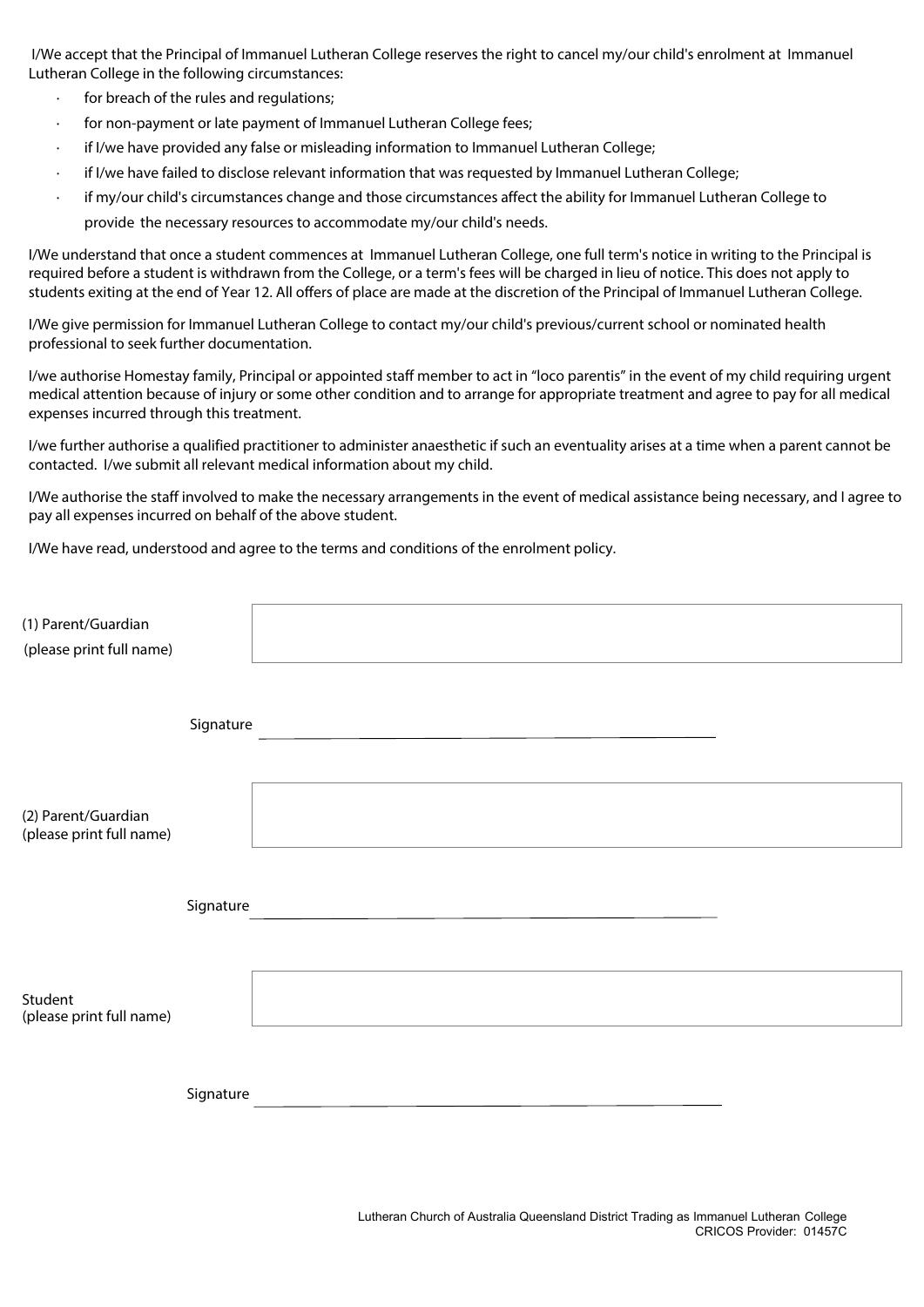I/We accept that the Principal of Immanuel Lutheran College reserves the right to cancel my/our child's enrolment at Immanuel Lutheran College in the following circumstances:

- for breach of the rules and regulations;
- for non-payment or late payment of Immanuel Lutheran College fees;
- if I/we have provided any false or misleading information to Immanuel Lutheran College;
- if I/we have failed to disclose relevant information that was requested by Immanuel Lutheran College;
- if my/our child's circumstances change and those circumstances affect the ability for Immanuel Lutheran College to provide the necessary resources to accommodate my/our child's needs.

I/We understand that once a student commences at Immanuel Lutheran College, one full term's notice in writing to the Principal is required before a student is withdrawn from the College, or a term's fees will be charged in lieu of notice. This does not apply to students exiting at the end of Year 12. All offers of place are made at the discretion of the Principal of Immanuel Lutheran College.

I/We give permission for Immanuel Lutheran College to contact my/our child's previous/current school or nominated health professional to seek further documentation.

I/we authorise Homestay family, Principal or appointed staff member to act in "loco parentis" in the event of my child requiring urgent medical attention because of injury or some other condition and to arrange for appropriate treatment and agree to pay for all medical expenses incurred through this treatment.

I/we further authorise a qualified practitioner to administer anaesthetic if such an eventuality arises at a time when a parent cannot be contacted. I/we submit all relevant medical information about my child.

I/We authorise the staff involved to make the necessary arrangements in the event of medical assistance being necessary, and I agree to pay all expenses incurred on behalf of the above student.

I/We have read, understood and agree to the terms and conditions of the enrolment policy.

(1) Parent/Guardian (please print full name) ____________________

Signature ____________________

(2) Parent/Guardian (please print full name) ____________________

Signature ____________________

Student (please print full name) ____________________

Signature ____________________

Lutheran Church of Australia Queensland District Trading as Immanuel Lutheran College
CRICOS Provider: 01457C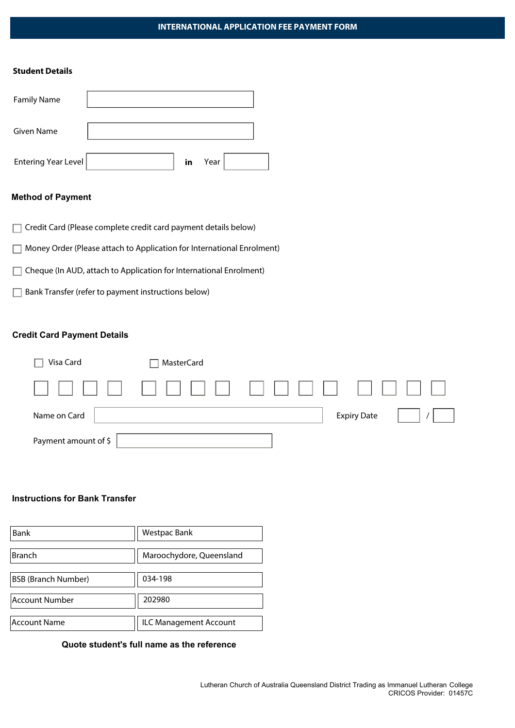# INTERNATIONAL APPLICATION FEE PAYMENT FORM

**Student Details**

Family Name

Given Name

Entering Year Level **in** Year

**Method of Payment**

☐ Credit Card (Please complete credit card payment details below)

☐ Money Order (Please attach to Application for International Enrolment)

☐ Cheque (In AUD, attach to Application for International Enrolment)

☐ Bank Transfer (refer to payment instructions below)

**Credit Card Payment Details**

☐ Visa Card ☐ MasterCard

Name on Card Expiry Date /

Payment amount of $

**Instructions for Bank Transfer**

| Bank | Westpac Bank |
|---|---|
| Branch | Maroochydore, Queensland |
| BSB (Branch Number) | 034-198 |
| Account Number | 202980 |
| Account Name | ILC Management Account |

**Quote student's full name as the reference**

Lutheran Church of Australia Queensland District Trading as Immanuel Lutheran College
CRICOS Provider: 01457C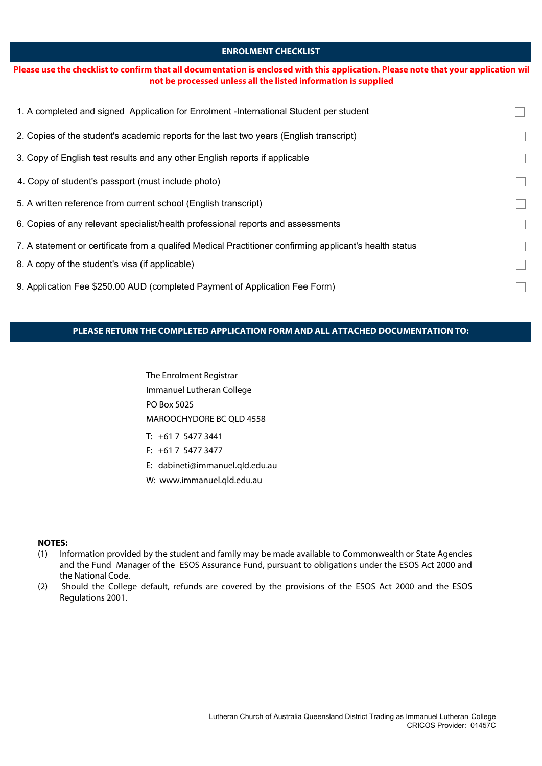## ENROLMENT CHECKLIST

**Please use the checklist to confirm that all documentation is enclosed with this application. Please note that your application wil not be processed unless all the listed information is supplied**

1. A completed and signed Application for Enrolment -International Student per student ☐
2. Copies of the student's academic reports for the last two years (English transcript) ☐
3. Copy of English test results and any other English reports if applicable ☐
4. Copy of student's passport (must include photo) ☐
5. A written reference from current school (English transcript) ☐
6. Copies of any relevant specialist/health professional reports and assessments ☐
7. A statement or certificate from a qualifed Medical Practitioner confirming applicant's health status ☐
8. A copy of the student's visa (if applicable) ☐
9. Application Fee $250.00 AUD (completed Payment of Application Fee Form) ☐

## PLEASE RETURN THE COMPLETED APPLICATION FORM AND ALL ATTACHED DOCUMENTATION TO:

The Enrolment Registrar
Immanuel Lutheran College
PO Box 5025
MAROOCHYDORE BC QLD 4558

T: +61 7 5477 3441
F: +61 7 5477 3477
E: dabineti@immanuel.qld.edu.au
W: www.immanuel.qld.edu.au

**NOTES:**

(1) Information provided by the student and family may be made available to Commonwealth or State Agencies and the Fund Manager of the ESOS Assurance Fund, pursuant to obligations under the ESOS Act 2000 and the National Code.

(2) Should the College default, refunds are covered by the provisions of the ESOS Act 2000 and the ESOS Regulations 2001.

Lutheran Church of Australia Queensland District Trading as Immanuel Lutheran College
CRICOS Provider: 01457C